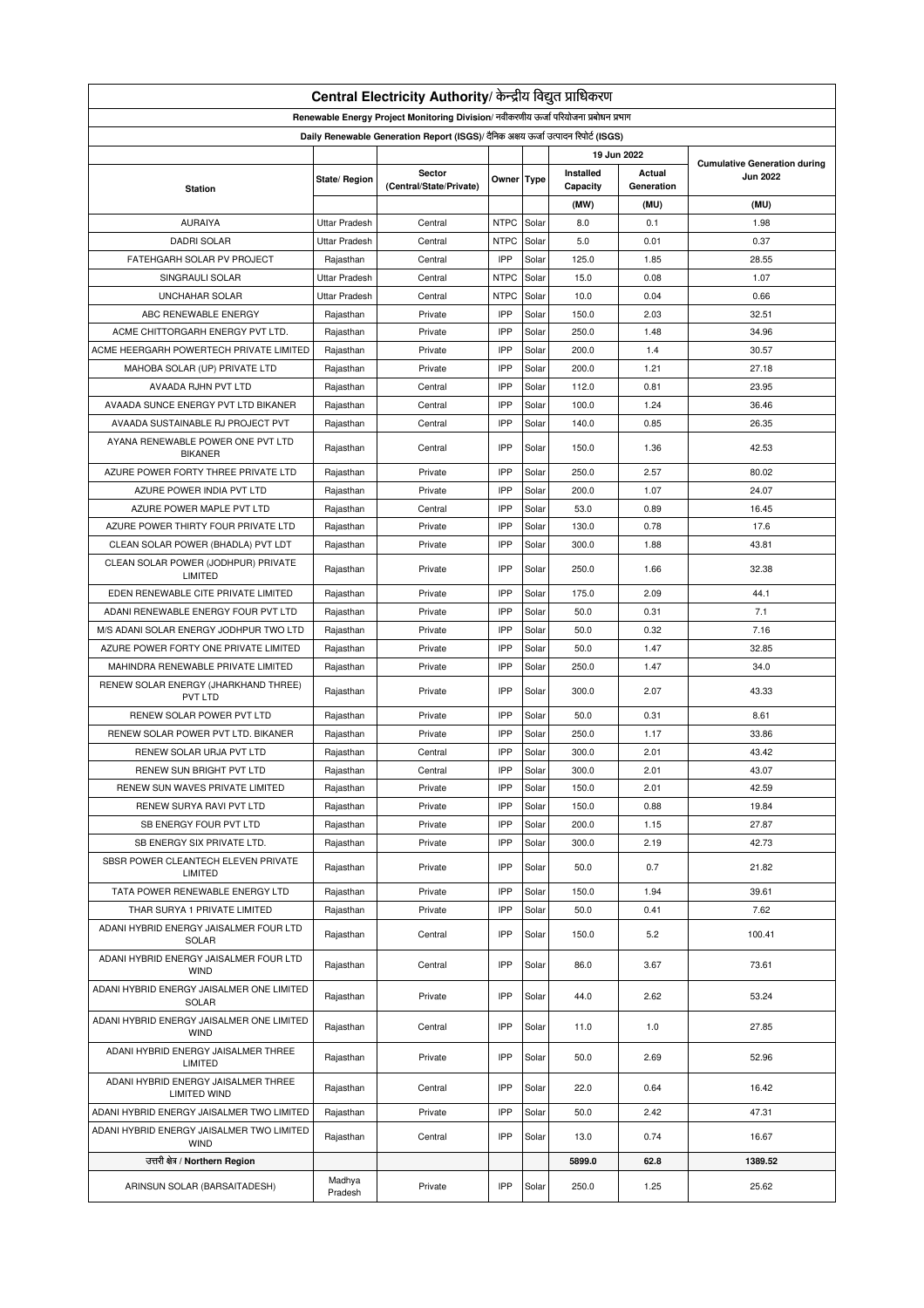# Central Electricity Authority/ केन्द्रीय विद्युत प्राधिकरण

## Renewable Energy Project Monitoring Division/ नवीकरणीय ऊर्जा परियोजना प्रबोधन प्रभाग

### Daily Renewable Generation Report (ISGS)/ दैनिक अक्षय ऊर्जा उत्पादन रिपोर्ट (ISGS)

| Station | State/ Region | Sector (Central/State/Private) | Owner | Type | 19 Jun 2022 | | Cumulative Generation during Jun 2022 |
|---|---|---|---|---|---|---|---|
| | | | | | Installed Capacity | Actual Generation | |
| | | | | | (MW) | (MU) | (MU) |
| AURAIYA | Uttar Pradesh | Central | NTPC | Solar | 8.0 | 0.1 | 1.98 |
| DADRI SOLAR | Uttar Pradesh | Central | NTPC | Solar | 5.0 | 0.01 | 0.37 |
| FATEHGARH SOLAR PV PROJECT | Rajasthan | Central | IPP | Solar | 125.0 | 1.85 | 28.55 |
| SINGRAULI SOLAR | Uttar Pradesh | Central | NTPC | Solar | 15.0 | 0.08 | 1.07 |
| UNCHAHAR SOLAR | Uttar Pradesh | Central | NTPC | Solar | 10.0 | 0.04 | 0.66 |
| ABC RENEWABLE ENERGY | Rajasthan | Private | IPP | Solar | 150.0 | 2.03 | 32.51 |
| ACME CHITTORGARH ENERGY PVT LTD. | Rajasthan | Private | IPP | Solar | 250.0 | 1.48 | 34.96 |
| ACME HEERGARH POWERTECH PRIVATE LIMITED | Rajasthan | Private | IPP | Solar | 200.0 | 1.4 | 30.57 |
| MAHOBA SOLAR (UP) PRIVATE LTD | Rajasthan | Private | IPP | Solar | 200.0 | 1.21 | 27.18 |
| AVAADA RJHN PVT LTD | Rajasthan | Central | IPP | Solar | 112.0 | 0.81 | 23.95 |
| AVAADA SUNCE ENERGY PVT LTD BIKANER | Rajasthan | Central | IPP | Solar | 100.0 | 1.24 | 36.46 |
| AVAADA SUSTAINABLE RJ PROJECT PVT | Rajasthan | Central | IPP | Solar | 140.0 | 0.85 | 26.35 |
| AYANA RENEWABLE POWER ONE PVT LTD BIKANER | Rajasthan | Central | IPP | Solar | 150.0 | 1.36 | 42.53 |
| AZURE POWER FORTY THREE PRIVATE LTD | Rajasthan | Private | IPP | Solar | 250.0 | 2.57 | 80.02 |
| AZURE POWER INDIA PVT LTD | Rajasthan | Private | IPP | Solar | 200.0 | 1.07 | 24.07 |
| AZURE POWER MAPLE PVT LTD | Rajasthan | Central | IPP | Solar | 53.0 | 0.89 | 16.45 |
| AZURE POWER THIRTY FOUR PRIVATE LTD | Rajasthan | Private | IPP | Solar | 130.0 | 0.78 | 17.6 |
| CLEAN SOLAR POWER (BHADLA) PVT LDT | Rajasthan | Private | IPP | Solar | 300.0 | 1.88 | 43.81 |
| CLEAN SOLAR POWER (JODHPUR) PRIVATE LIMITED | Rajasthan | Private | IPP | Solar | 250.0 | 1.66 | 32.38 |
| EDEN RENEWABLE CITE PRIVATE LIMITED | Rajasthan | Private | IPP | Solar | 175.0 | 2.09 | 44.1 |
| ADANI RENEWABLE ENERGY FOUR PVT LTD | Rajasthan | Private | IPP | Solar | 50.0 | 0.31 | 7.1 |
| M/S ADANI SOLAR ENERGY JODHPUR TWO LTD | Rajasthan | Private | IPP | Solar | 50.0 | 0.32 | 7.16 |
| AZURE POWER FORTY ONE PRIVATE LIMITED | Rajasthan | Private | IPP | Solar | 50.0 | 1.47 | 32.85 |
| MAHINDRA RENEWABLE PRIVATE LIMITED | Rajasthan | Private | IPP | Solar | 250.0 | 1.47 | 34.0 |
| RENEW SOLAR ENERGY (JHARKHAND THREE) PVT LTD | Rajasthan | Private | IPP | Solar | 300.0 | 2.07 | 43.33 |
| RENEW SOLAR POWER PVT LTD | Rajasthan | Private | IPP | Solar | 50.0 | 0.31 | 8.61 |
| RENEW SOLAR POWER PVT LTD. BIKANER | Rajasthan | Private | IPP | Solar | 250.0 | 1.17 | 33.86 |
| RENEW SOLAR URJA PVT LTD | Rajasthan | Central | IPP | Solar | 300.0 | 2.01 | 43.42 |
| RENEW SUN BRIGHT PVT LTD | Rajasthan | Central | IPP | Solar | 300.0 | 2.01 | 43.07 |
| RENEW SUN WAVES PRIVATE LIMITED | Rajasthan | Private | IPP | Solar | 150.0 | 2.01 | 42.59 |
| RENEW SURYA RAVI PVT LTD | Rajasthan | Private | IPP | Solar | 150.0 | 0.88 | 19.84 |
| SB ENERGY FOUR PVT LTD | Rajasthan | Private | IPP | Solar | 200.0 | 1.15 | 27.87 |
| SB ENERGY SIX PRIVATE LTD. | Rajasthan | Private | IPP | Solar | 300.0 | 2.19 | 42.73 |
| SBSR POWER CLEANTECH ELEVEN PRIVATE LIMITED | Rajasthan | Private | IPP | Solar | 50.0 | 0.7 | 21.82 |
| TATA POWER RENEWABLE ENERGY LTD | Rajasthan | Private | IPP | Solar | 150.0 | 1.94 | 39.61 |
| THAR SURYA 1 PRIVATE LIMITED | Rajasthan | Private | IPP | Solar | 50.0 | 0.41 | 7.62 |
| ADANI HYBRID ENERGY JAISALMER FOUR LTD SOLAR | Rajasthan | Central | IPP | Solar | 150.0 | 5.2 | 100.41 |
| ADANI HYBRID ENERGY JAISALMER FOUR LTD WIND | Rajasthan | Central | IPP | Solar | 86.0 | 3.67 | 73.61 |
| ADANI HYBRID ENERGY JAISALMER ONE LIMITED SOLAR | Rajasthan | Private | IPP | Solar | 44.0 | 2.62 | 53.24 |
| ADANI HYBRID ENERGY JAISALMER ONE LIMITED WIND | Rajasthan | Central | IPP | Solar | 11.0 | 1.0 | 27.85 |
| ADANI HYBRID ENERGY JAISALMER THREE LIMITED | Rajasthan | Private | IPP | Solar | 50.0 | 2.69 | 52.96 |
| ADANI HYBRID ENERGY JAISALMER THREE LIMITED WIND | Rajasthan | Central | IPP | Solar | 22.0 | 0.64 | 16.42 |
| ADANI HYBRID ENERGY JAISALMER TWO LIMITED | Rajasthan | Private | IPP | Solar | 50.0 | 2.42 | 47.31 |
| ADANI HYBRID ENERGY JAISALMER TWO LIMITED WIND | Rajasthan | Central | IPP | Solar | 13.0 | 0.74 | 16.67 |
| उत्तरी क्षेत्र / Northern Region | | | | | 5899.0 | 62.8 | 1389.52 |
| ARINSUN SOLAR (BARSAITADESH) | Madhya Pradesh | Private | IPP | Solar | 250.0 | 1.25 | 25.62 |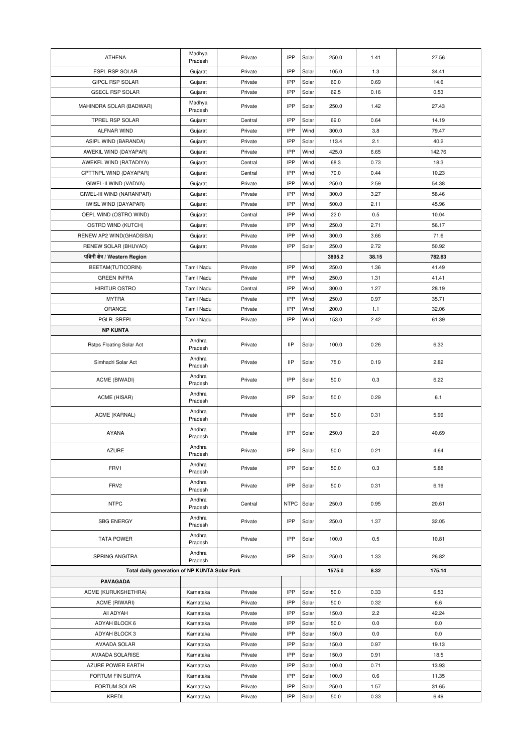| ATHENA | Madhya Pradesh | Private | IPP | Solar | 250.0 | 1.41 | 27.56 |
|---|---|---|---|---|---|---|---|
| ESPL RSP SOLAR | Gujarat | Private | IPP | Solar | 105.0 | 1.3 | 34.41 |
| GIPCL RSP SOLAR | Gujarat | Private | IPP | Solar | 60.0 | 0.69 | 14.6 |
| GSECL RSP SOLAR | Gujarat | Private | IPP | Solar | 62.5 | 0.16 | 0.53 |
| MAHINDRA SOLAR (BADWAR) | Madhya Pradesh | Private | IPP | Solar | 250.0 | 1.42 | 27.43 |
| TPREL RSP SOLAR | Gujarat | Central | IPP | Solar | 69.0 | 0.64 | 14.19 |
| ALFNAR WIND | Gujarat | Private | IPP | Wind | 300.0 | 3.8 | 79.47 |
| ASIPL WIND (BARANDA) | Gujarat | Private | IPP | Solar | 113.4 | 2.1 | 40.2 |
| AWEKIL WIND (DAYAPAR) | Gujarat | Private | IPP | Wind | 425.0 | 6.65 | 142.76 |
| AWEKFL WIND (RATADIYA) | Gujarat | Central | IPP | Wind | 68.3 | 0.73 | 18.3 |
| CPTTNPL WIND (DAYAPAR) | Gujarat | Central | IPP | Wind | 70.0 | 0.44 | 10.23 |
| GIWEL-II WIND (VADVA) | Gujarat | Private | IPP | Wind | 250.0 | 2.59 | 54.38 |
| GIWEL-III WIND (NARANPAR) | Gujarat | Private | IPP | Wind | 300.0 | 3.27 | 58.46 |
| IWISL WIND (DAYAPAR) | Gujarat | Private | IPP | Wind | 500.0 | 2.11 | 45.96 |
| OEPL WIND (OSTRO WIND) | Gujarat | Central | IPP | Wind | 22.0 | 0.5 | 10.04 |
| OSTRO WIND (KUTCH) | Gujarat | Private | IPP | Wind | 250.0 | 2.71 | 56.17 |
| RENEW AP2 WIND(GHADSISA) | Gujarat | Private | IPP | Wind | 300.0 | 3.66 | 71.6 |
| RENEW SOLAR (BHUVAD) | Gujarat | Private | IPP | Solar | 250.0 | 2.72 | 50.92 |
| **पश्चिमी क्षेत्र / Western Region** | | | | | 3895.2 | 38.15 | 782.83 |
| BEETAM(TUTICORIN) | Tamil Nadu | Private | IPP | Wind | 250.0 | 1.36 | 41.49 |
| GREEN INFRA | Tamil Nadu | Private | IPP | Wind | 250.0 | 1.31 | 41.41 |
| HIRITUR OSTRO | Tamil Nadu | Central | IPP | Wind | 300.0 | 1.27 | 28.19 |
| MYTRA | Tamil Nadu | Private | IPP | Wind | 250.0 | 0.97 | 35.71 |
| ORANGE | Tamil Nadu | Private | IPP | Wind | 200.0 | 1.1 | 32.06 |
| PGLR_SREPL | Tamil Nadu | Private | IPP | Wind | 153.0 | 2.42 | 61.39 |
| **NP KUNTA** | | | | | | | |
| Rstps Floating Solar Act | Andhra Pradesh | Private | IIP | Solar | 100.0 | 0.26 | 6.32 |
| Simhadri Solar Act | Andhra Pradesh | Private | IIP | Solar | 75.0 | 0.19 | 2.82 |
| ACME (BIWADI) | Andhra Pradesh | Private | IPP | Solar | 50.0 | 0.3 | 6.22 |
| ACME (HISAR) | Andhra Pradesh | Private | IPP | Solar | 50.0 | 0.29 | 6.1 |
| ACME (KARNAL) | Andhra Pradesh | Private | IPP | Solar | 50.0 | 0.31 | 5.99 |
| AYANA | Andhra Pradesh | Private | IPP | Solar | 250.0 | 2.0 | 40.69 |
| AZURE | Andhra Pradesh | Private | IPP | Solar | 50.0 | 0.21 | 4.64 |
| FRV1 | Andhra Pradesh | Private | IPP | Solar | 50.0 | 0.3 | 5.88 |
| FRV2 | Andhra Pradesh | Private | IPP | Solar | 50.0 | 0.31 | 6.19 |
| NTPC | Andhra Pradesh | Central | NTPC | Solar | 250.0 | 0.95 | 20.61 |
| SBG ENERGY | Andhra Pradesh | Private | IPP | Solar | 250.0 | 1.37 | 32.05 |
| TATA POWER | Andhra Pradesh | Private | IPP | Solar | 100.0 | 0.5 | 10.81 |
| SPRING ANGITRA | Andhra Pradesh | Private | IPP | Solar | 250.0 | 1.33 | 26.82 |
| **Total daily generation of NP KUNTA Solar Park** | | | | | 1575.0 | 8.32 | 175.14 |
| **PAVAGADA** | | | | | | | |
| ACME (KURUKSHETHRA) | Karnataka | Private | IPP | Solar | 50.0 | 0.33 | 6.53 |
| ACME (RIWARI) | Karnataka | Private | IPP | Solar | 50.0 | 0.32 | 6.6 |
| All ADYAH | Karnataka | Private | IPP | Solar | 150.0 | 2.2 | 42.24 |
| ADYAH BLOCK 6 | Karnataka | Private | IPP | Solar | 50.0 | 0.0 | 0.0 |
| ADYAH BLOCK 3 | Karnataka | Private | IPP | Solar | 150.0 | 0.0 | 0.0 |
| AVAADA SOLAR | Karnataka | Private | IPP | Solar | 150.0 | 0.97 | 19.13 |
| AVAADA SOLARISE | Karnataka | Private | IPP | Solar | 150.0 | 0.91 | 18.5 |
| AZURE POWER EARTH | Karnataka | Private | IPP | Solar | 100.0 | 0.71 | 13.93 |
| FORTUM FIN SURYA | Karnataka | Private | IPP | Solar | 100.0 | 0.6 | 11.35 |
| FORTUM SOLAR | Karnataka | Private | IPP | Solar | 250.0 | 1.57 | 31.65 |
| KREDL | Karnataka | Private | IPP | Solar | 50.0 | 0.33 | 6.49 |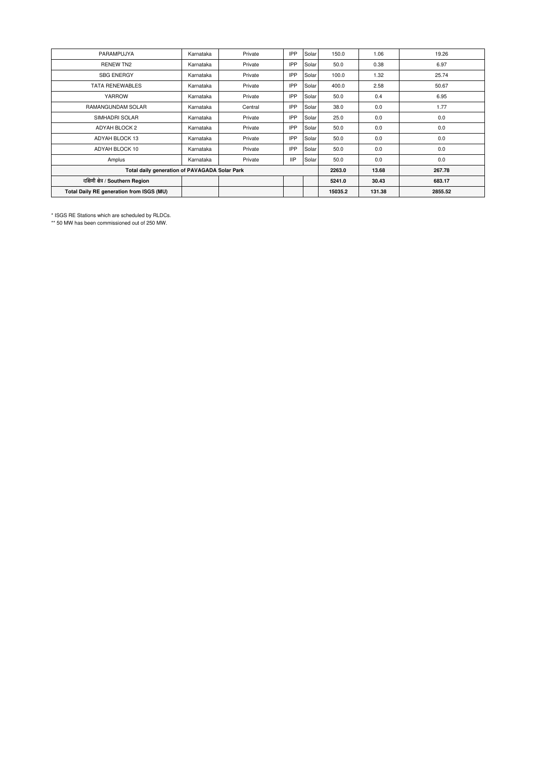| | | | | | | | |
|---|---|---|---|---|---|---|---|
| PARAMPUJYA | Karnataka | Private | IPP | Solar | 150.0 | 1.06 | 19.26 |
| RENEW TN2 | Karnataka | Private | IPP | Solar | 50.0 | 0.38 | 6.97 |
| SBG ENERGY | Karnataka | Private | IPP | Solar | 100.0 | 1.32 | 25.74 |
| TATA RENEWABLES | Karnataka | Private | IPP | Solar | 400.0 | 2.58 | 50.67 |
| YARROW | Karnataka | Private | IPP | Solar | 50.0 | 0.4 | 6.95 |
| RAMANGUNDAM SOLAR | Karnataka | Central | IPP | Solar | 38.0 | 0.0 | 1.77 |
| SIMHADRI SOLAR | Karnataka | Private | IPP | Solar | 25.0 | 0.0 | 0.0 |
| ADYAH BLOCK 2 | Karnataka | Private | IPP | Solar | 50.0 | 0.0 | 0.0 |
| ADYAH BLOCK 13 | Karnataka | Private | IPP | Solar | 50.0 | 0.0 | 0.0 |
| ADYAH BLOCK 10 | Karnataka | Private | IPP | Solar | 50.0 | 0.0 | 0.0 |
| Amplus | Karnataka | Private | IIP | Solar | 50.0 | 0.0 | 0.0 |
| **Total daily generation of PAVAGADA Solar Park** | | | | | **2263.0** | **13.68** | **267.78** |
| **दक्षिणी क्षेत्र / Southern Region** | | | | | **5241.0** | **30.43** | **683.17** |
| **Total Daily RE generation from ISGS (MU)** | | | | | **15035.2** | **131.38** | **2855.52** |

\* ISGS RE Stations which are scheduled by RLDCs.

\*\* 50 MW has been commissioned out of 250 MW.